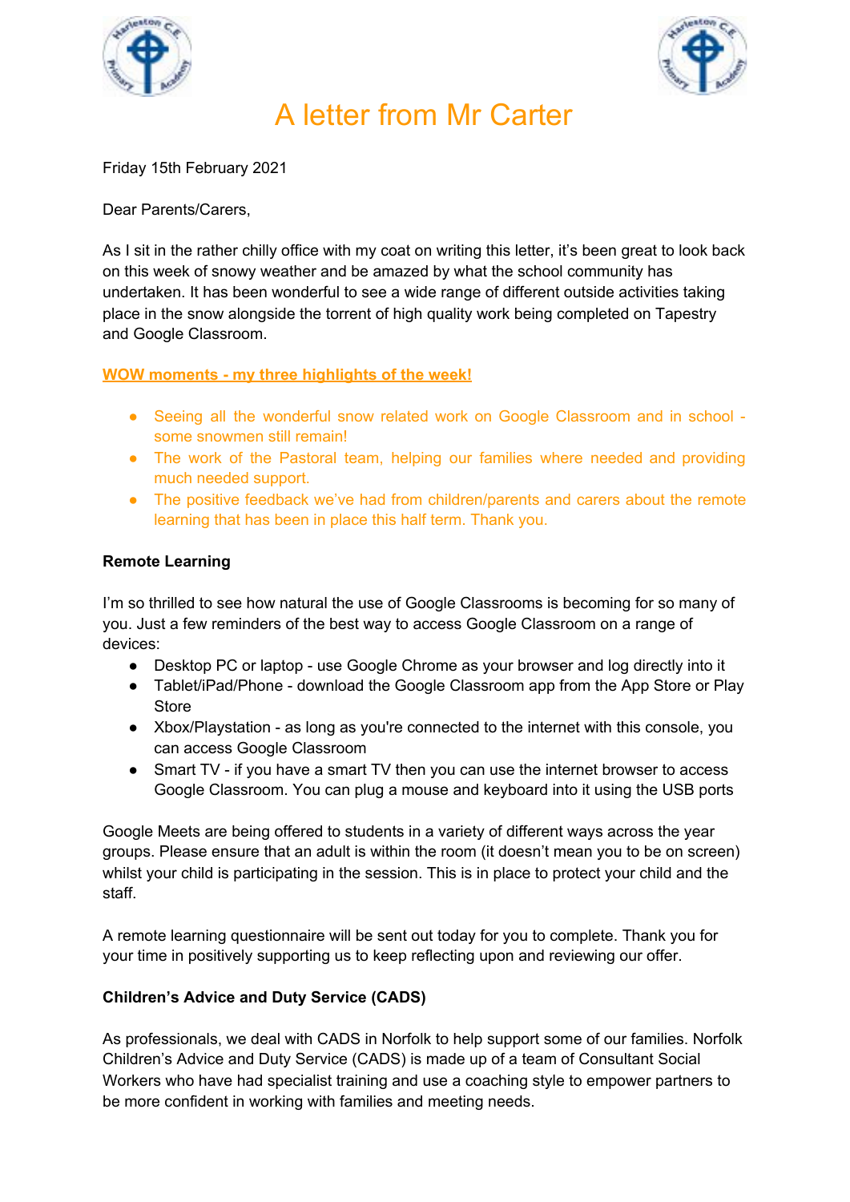# A letter from Mr Carter

Friday 15th February 2021

Dear Parents/Carers,

As I sit in the rather chilly office with my coat on writing this letter, it's been great to look back on this week of snowy weather and be amazed by what the school community has undertaken. It has been wonderful to see a wide range of different outside activities taking place in the snow alongside the torrent of high quality work being completed on Tapestry and Google Classroom.

**WOW moments - my three highlights of the week!**

- Seeing all the wonderful snow related work on Google Classroom and in school - some snowmen still remain!
- The work of the Pastoral team, helping our families where needed and providing much needed support.
- The positive feedback we've had from children/parents and carers about the remote learning that has been in place this half term. Thank you.

**Remote Learning**

I'm so thrilled to see how natural the use of Google Classrooms is becoming for so many of you. Just a few reminders of the best way to access Google Classroom on a range of devices:

- Desktop PC or laptop - use Google Chrome as your browser and log directly into it
- Tablet/iPad/Phone - download the Google Classroom app from the App Store or Play Store
- Xbox/Playstation - as long as you're connected to the internet with this console, you can access Google Classroom
- Smart TV - if you have a smart TV then you can use the internet browser to access Google Classroom. You can plug a mouse and keyboard into it using the USB ports

Google Meets are being offered to students in a variety of different ways across the year groups. Please ensure that an adult is within the room (it doesn't mean you to be on screen) whilst your child is participating in the session. This is in place to protect your child and the staff.

A remote learning questionnaire will be sent out today for you to complete. Thank you for your time in positively supporting us to keep reflecting upon and reviewing our offer.

**Children's Advice and Duty Service (CADS)**

As professionals, we deal with CADS in Norfolk to help support some of our families. Norfolk Children's Advice and Duty Service (CADS) is made up of a team of Consultant Social Workers who have had specialist training and use a coaching style to empower partners to be more confident in working with families and meeting needs.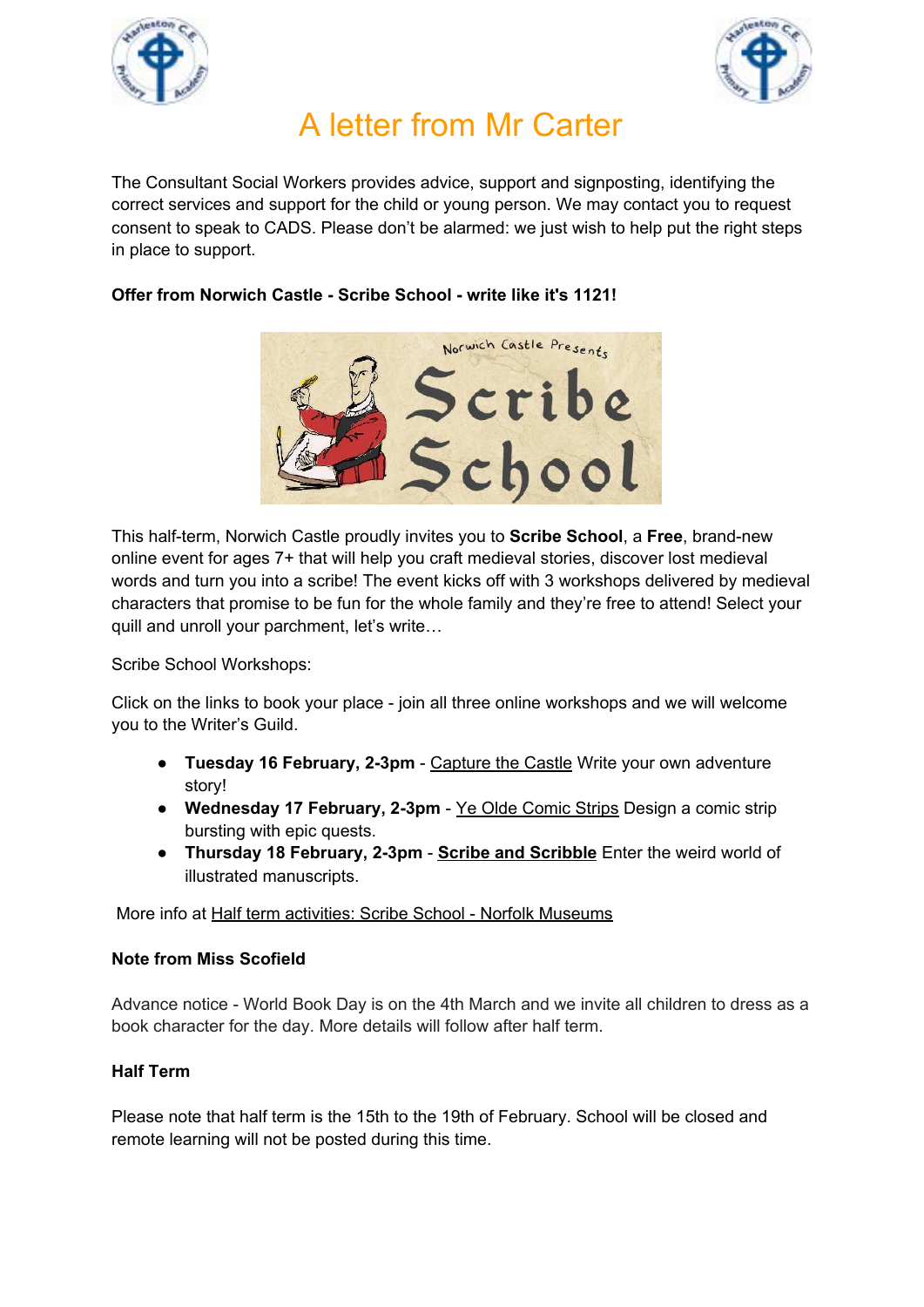# A letter from Mr Carter

The Consultant Social Workers provides advice, support and signposting, identifying the correct services and support for the child or young person. We may contact you to request consent to speak to CADS. Please don't be alarmed: we just wish to help put the right steps in place to support.

**Offer from Norwich Castle - Scribe School - write like it's 1121!**

This half-term, Norwich Castle proudly invites you to **Scribe School**, a **Free**, brand-new online event for ages 7+ that will help you craft medieval stories, discover lost medieval words and turn you into a scribe! The event kicks off with 3 workshops delivered by medieval characters that promise to be fun for the whole family and they're free to attend! Select your quill and unroll your parchment, let's write…

Scribe School Workshops:

Click on the links to book your place - join all three online workshops and we will welcome you to the Writer's Guild.

- **Tuesday 16 February, 2-3pm** - Capture the Castle Write your own adventure story!
- **Wednesday 17 February, 2-3pm** - Ye Olde Comic Strips Design a comic strip bursting with epic quests.
- **Thursday 18 February, 2-3pm** - **Scribe and Scribble** Enter the weird world of illustrated manuscripts.

More info at Half term activities: Scribe School - Norfolk Museums

**Note from Miss Scofield**

Advance notice - World Book Day is on the 4th March and we invite all children to dress as a book character for the day. More details will follow after half term.

**Half Term**

Please note that half term is the 15th to the 19th of February. School will be closed and remote learning will not be posted during this time.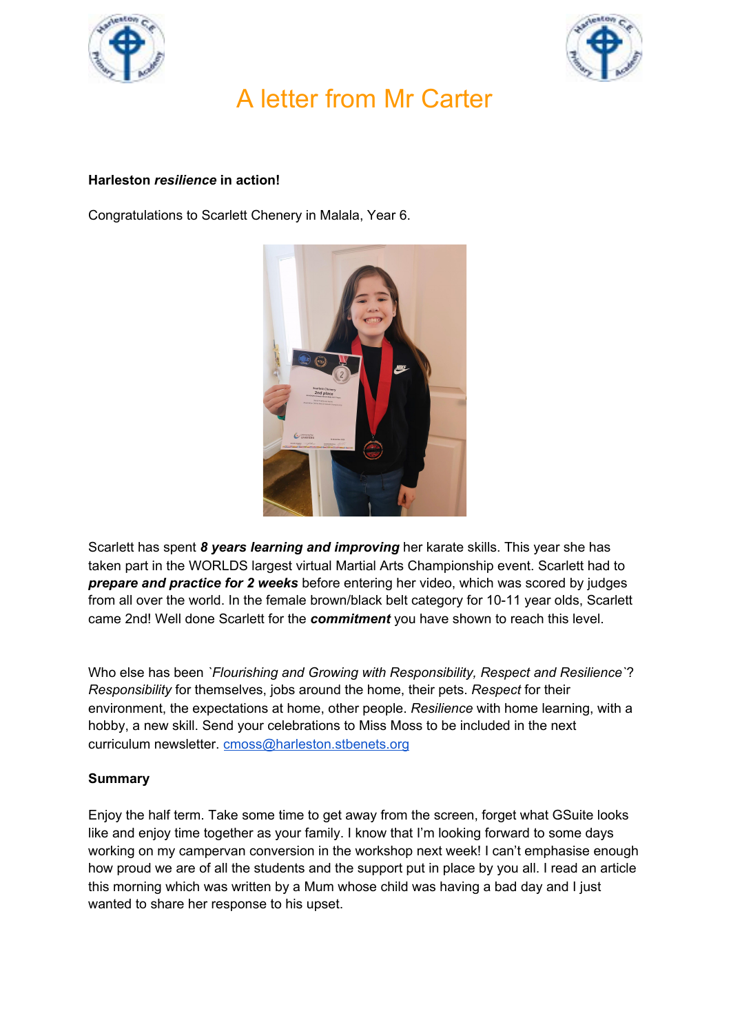# A letter from Mr Carter

**Harleston *resilience* in action!**

Congratulations to Scarlett Chenery in Malala, Year 6.

Scarlett has spent ***8 years learning and improving*** her karate skills. This year she has taken part in the WORLDS largest virtual Martial Arts Championship event. Scarlett had to ***prepare and practice for 2 weeks*** before entering her video, which was scored by judges from all over the world. In the female brown/black belt category for 10-11 year olds, Scarlett came 2nd! Well done Scarlett for the ***commitment*** you have shown to reach this level.

Who else has been `*Flourishing and Growing with Responsibility, Respect and Resilience*`? *Responsibility* for themselves, jobs around the home, their pets. *Respect* for their environment, the expectations at home, other people. *Resilience* with home learning, with a hobby, a new skill. Send your celebrations to Miss Moss to be included in the next curriculum newsletter. cmoss@harleston.stbenets.org

**Summary**

Enjoy the half term. Take some time to get away from the screen, forget what GSuite looks like and enjoy time together as your family. I know that I'm looking forward to some days working on my campervan conversion in the workshop next week! I can't emphasise enough how proud we are of all the students and the support put in place by you all. I read an article this morning which was written by a Mum whose child was having a bad day and I just wanted to share her response to his upset.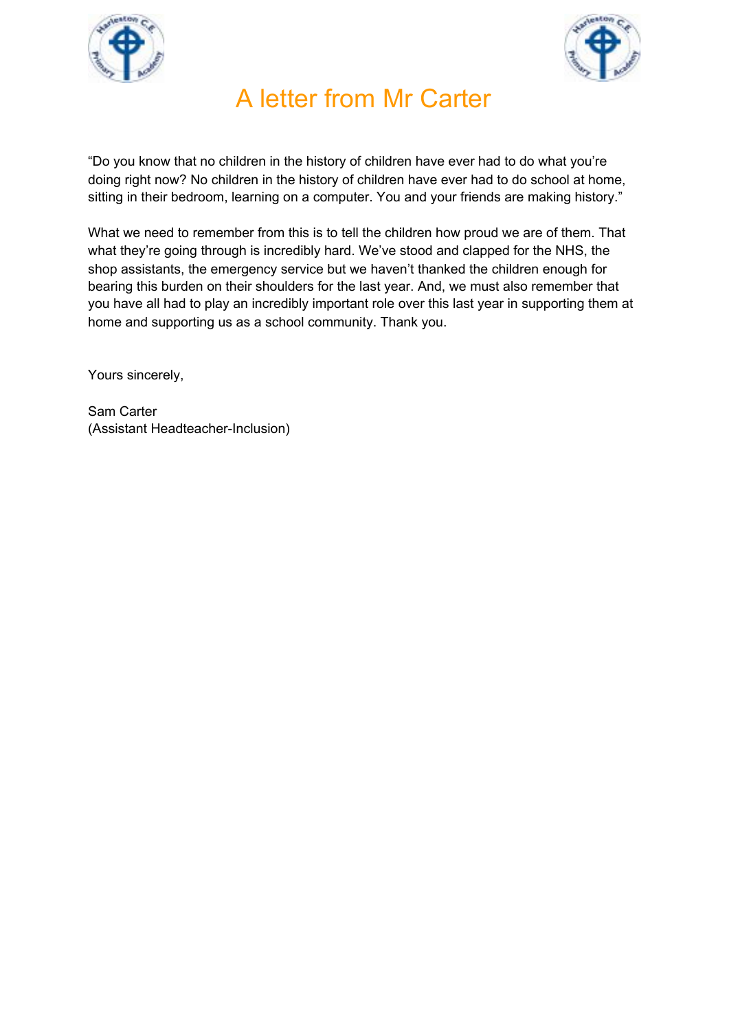# A letter from Mr Carter

“Do you know that no children in the history of children have ever had to do what you’re doing right now? No children in the history of children have ever had to do school at home, sitting in their bedroom, learning on a computer. You and your friends are making history.”

What we need to remember from this is to tell the children how proud we are of them. That what they’re going through is incredibly hard. We’ve stood and clapped for the NHS, the shop assistants, the emergency service but we haven’t thanked the children enough for bearing this burden on their shoulders for the last year. And, we must also remember that you have all had to play an incredibly important role over this last year in supporting them at home and supporting us as a school community. Thank you.

Yours sincerely,

Sam Carter
(Assistant Headteacher-Inclusion)